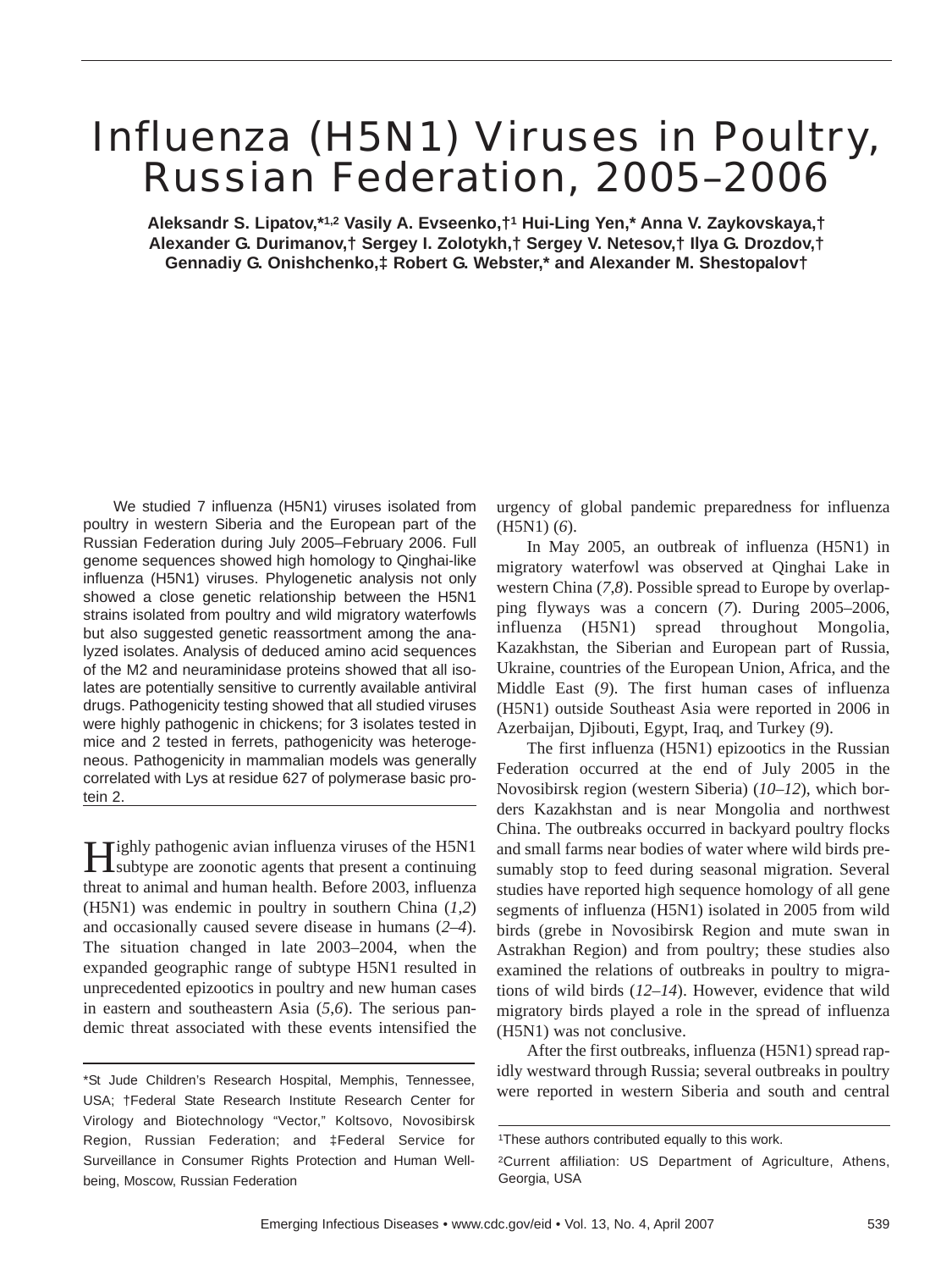# Influenza (H5N1) Viruses in Poultry, Russian Federation, 2005–2006

**Aleksandr S. Lipatov,\*[1,2] Vasily A. Evseenko,†[1] Hui-Ling Yen,\* Anna V. Zaykovskaya,† Alexander G. Durimanov,† Sergey I. Zolotykh,† Sergey V. Netesov,† Ilya G. Drozdov,† Gennadiy G. Onishchenko,‡ Robert G. Webster,\* and Alexander M. Shestopalov†**

We studied 7 influenza (H5N1) viruses isolated from poultry in western Siberia and the European part of the Russian Federation during July 2005–February 2006. Full genome sequences showed high homology to Qinghai-like influenza (H5N1) viruses. Phylogenetic analysis not only showed a close genetic relationship between the H5N1 strains isolated from poultry and wild migratory waterfowls but also suggested genetic reassortment among the analyzed isolates. Analysis of deduced amino acid sequences of the M2 and neuraminidase proteins showed that all isolates are potentially sensitive to currently available antiviral drugs. Pathogenicity testing showed that all studied viruses were highly pathogenic in chickens; for 3 isolates tested in mice and 2 tested in ferrets, pathogenicity was heterogeneous. Pathogenicity in mammalian models was generally correlated with Lys at residue 627 of polymerase basic protein 2.

Highly pathogenic avian influenza viruses of the H5N1 subtype are zoonotic agents that present a continuing threat to animal and human health. Before 2003, influenza (H5N1) was endemic in poultry in southern China (*1*,*2*) and occasionally caused severe disease in humans (*2*–*4*). The situation changed in late 2003–2004, when the expanded geographic range of subtype H5N1 resulted in unprecedented epizootics in poultry and new human cases in eastern and southeastern Asia (*5*,*6*). The serious pandemic threat associated with these events intensified the urgency of global pandemic preparedness for influenza (H5N1) (*6*).

In May 2005, an outbreak of influenza (H5N1) in migratory waterfowl was observed at Qinghai Lake in western China (*7*,*8*). Possible spread to Europe by overlapping flyways was a concern (*7*). During 2005–2006, influenza (H5N1) spread throughout Mongolia, Kazakhstan, the Siberian and European part of Russia, Ukraine, countries of the European Union, Africa, and the Middle East (*9*). The first human cases of influenza (H5N1) outside Southeast Asia were reported in 2006 in Azerbaijan, Djibouti, Egypt, Iraq, and Turkey (*9*).

The first influenza (H5N1) epizootics in the Russian Federation occurred at the end of July 2005 in the Novosibirsk region (western Siberia) (*10*–*12*), which borders Kazakhstan and is near Mongolia and northwest China. The outbreaks occurred in backyard poultry flocks and small farms near bodies of water where wild birds presumably stop to feed during seasonal migration. Several studies have reported high sequence homology of all gene segments of influenza (H5N1) isolated in 2005 from wild birds (grebe in Novosibirsk Region and mute swan in Astrakhan Region) and from poultry; these studies also examined the relations of outbreaks in poultry to migrations of wild birds (*12*–*14*). However, evidence that wild migratory birds played a role in the spread of influenza (H5N1) was not conclusive.

After the first outbreaks, influenza (H5N1) spread rapidly westward through Russia; several outbreaks in poultry were reported in western Siberia and south and central

\*St Jude Children's Research Hospital, Memphis, Tennessee, USA; †Federal State Research Institute Research Center for Virology and Biotechnology "Vector," Koltsovo, Novosibirsk Region, Russian Federation; and ‡Federal Service for Surveillance in Consumer Rights Protection and Human Wellbeing, Moscow, Russian Federation

[1]These authors contributed equally to this work.

[2]Current affiliation: US Department of Agriculture, Athens, Georgia, USA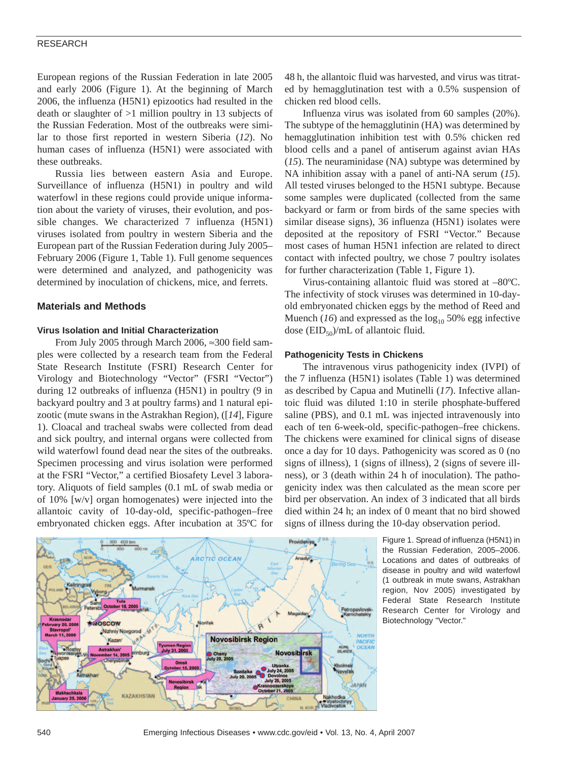European regions of the Russian Federation in late 2005 and early 2006 (Figure 1). At the beginning of March 2006, the influenza (H5N1) epizootics had resulted in the death or slaughter of >1 million poultry in 13 subjects of the Russian Federation. Most of the outbreaks were similar to those first reported in western Siberia (*12*). No human cases of influenza (H5N1) were associated with these outbreaks.

Russia lies between eastern Asia and Europe. Surveillance of influenza (H5N1) in poultry and wild waterfowl in these regions could provide unique information about the variety of viruses, their evolution, and possible changes. We characterized 7 influenza (H5N1) viruses isolated from poultry in western Siberia and the European part of the Russian Federation during July 2005–February 2006 (Figure 1, Table 1). Full genome sequences were determined and analyzed, and pathogenicity was determined by inoculation of chickens, mice, and ferrets.

## Materials and Methods

### Virus Isolation and Initial Characterization

From July 2005 through March 2006, ≈300 field samples were collected by a research team from the Federal State Research Institute (FSRI) Research Center for Virology and Biotechnology "Vector" (FSRI "Vector") during 12 outbreaks of influenza (H5N1) in poultry (9 in backyard poultry and 3 at poultry farms) and 1 natural epizootic (mute swans in the Astrakhan Region), ([*14*], Figure 1). Cloacal and tracheal swabs were collected from dead and sick poultry, and internal organs were collected from wild waterfowl found dead near the sites of the outbreaks. Specimen processing and virus isolation were performed at the FSRI "Vector," a certified Biosafety Level 3 laboratory. Aliquots of field samples (0.1 mL of swab media or of 10% [w/v] organ homogenates) were injected into the allantoic cavity of 10-day-old, specific-pathogen–free embryonated chicken eggs. After incubation at 35ºC for 48 h, the allantoic fluid was harvested, and virus was titrated by hemagglutination test with a 0.5% suspension of chicken red blood cells.

Influenza virus was isolated from 60 samples (20%). The subtype of the hemagglutinin (HA) was determined by hemagglutination inhibition test with 0.5% chicken red blood cells and a panel of antiserum against avian HAs (*15*). The neuraminidase (NA) subtype was determined by NA inhibition assay with a panel of anti-NA serum (*15*). All tested viruses belonged to the H5N1 subtype. Because some samples were duplicated (collected from the same backyard or farm or from birds of the same species with similar disease signs), 36 influenza (H5N1) isolates were deposited at the repository of FSRI "Vector." Because most cases of human H5N1 infection are related to direct contact with infected poultry, we chose 7 poultry isolates for further characterization (Table 1, Figure 1).

Virus-containing allantoic fluid was stored at –80ºC. The infectivity of stock viruses was determined in 10-day-old embryonated chicken eggs by the method of Reed and Muench (*16*) and expressed as the $\log_{10}$ 50% egg infective dose ($EID_{50}$)/mL of allantoic fluid.

### Pathogenicity Tests in Chickens

The intravenous virus pathogenicity index (IVPI) of the 7 influenza (H5N1) isolates (Table 1) was determined as described by Capua and Mutinelli (*17*). Infective allantoic fluid was diluted 1:10 in sterile phosphate-buffered saline (PBS), and 0.1 mL was injected intravenously into each of ten 6-week-old, specific-pathogen–free chickens. The chickens were examined for clinical signs of disease once a day for 10 days. Pathogenicity was scored as 0 (no signs of illness), 1 (signs of illness), 2 (signs of severe illness), or 3 (death within 24 h of inoculation). The pathogenicity index was then calculated as the mean score per bird per observation. An index of 3 indicated that all birds died within 24 h; an index of 0 meant that no bird showed signs of illness during the 10-day observation period.

Figure 1. Spread of influenza (H5N1) in the Russian Federation, 2005–2006. Locations and dates of outbreaks of disease in poultry and wild waterfowl (1 outbreak in mute swans, Astrakhan region, Nov 2005) investigated by Federal State Research Institute Research Center for Virology and Biotechnology "Vector."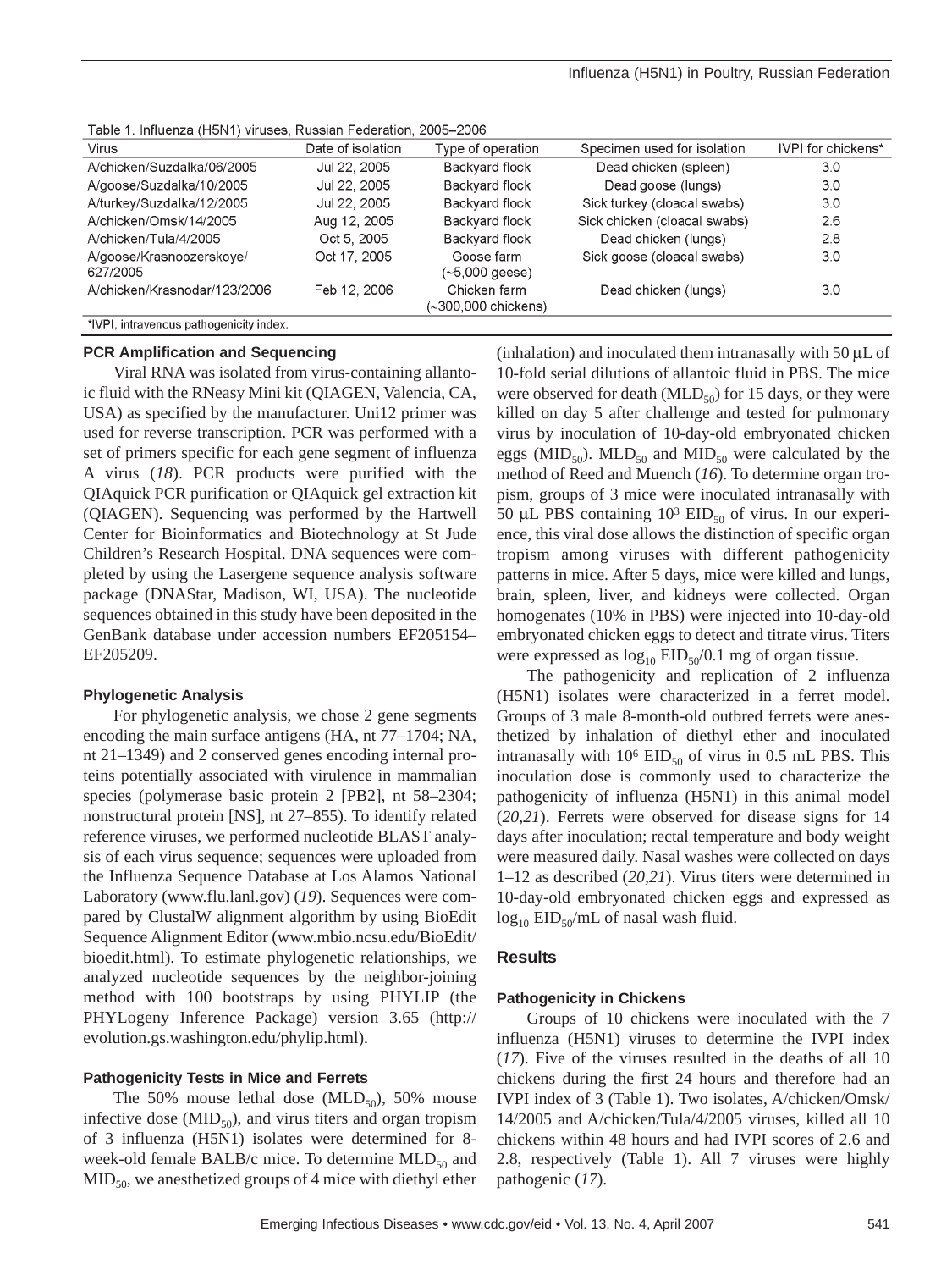Table 1. Influenza (H5N1) viruses, Russian Federation, 2005–2006

| Virus | Date of isolation | Type of operation | Specimen used for isolation | IVPI for chickens* |
|---|---|---|---|---|
| A/chicken/Suzdalka/06/2005 | Jul 22, 2005 | Backyard flock | Dead chicken (spleen) | 3.0 |
| A/goose/Suzdalka/10/2005 | Jul 22, 2005 | Backyard flock | Dead goose (lungs) | 3.0 |
| A/turkey/Suzdalka/12/2005 | Jul 22, 2005 | Backyard flock | Sick turkey (cloacal swabs) | 3.0 |
| A/chicken/Omsk/14/2005 | Aug 12, 2005 | Backyard flock | Sick chicken (cloacal swabs) | 2.6 |
| A/chicken/Tula/4/2005 | Oct 5, 2005 | Backyard flock | Dead chicken (lungs) | 2.8 |
| A/goose/Krasnoozerskoye/627/2005 | Oct 17, 2005 | Goose farm (~5,000 geese) | Sick goose (cloacal swabs) | 3.0 |
| A/chicken/Krasnodar/123/2006 | Feb 12, 2006 | Chicken farm (~300,000 chickens) | Dead chicken (lungs) | 3.0 |

*IVPI, intravenous pathogenicity index.

### PCR Amplification and Sequencing

Viral RNA was isolated from virus-containing allantoic fluid with the RNeasy Mini kit (QIAGEN, Valencia, CA, USA) as specified by the manufacturer. Uni12 primer was used for reverse transcription. PCR was performed with a set of primers specific for each gene segment of influenza A virus (*18*). PCR products were purified with the QIAquick PCR purification or QIAquick gel extraction kit (QIAGEN). Sequencing was performed by the Hartwell Center for Bioinformatics and Biotechnology at St Jude Children's Research Hospital. DNA sequences were completed by using the Lasergene sequence analysis software package (DNAStar, Madison, WI, USA). The nucleotide sequences obtained in this study have been deposited in the GenBank database under accession numbers EF205154–EF205209.

### Phylogenetic Analysis

For phylogenetic analysis, we chose 2 gene segments encoding the main surface antigens (HA, nt 77–1704; NA, nt 21–1349) and 2 conserved genes encoding internal proteins potentially associated with virulence in mammalian species (polymerase basic protein 2 [PB2], nt 58–2304; nonstructural protein [NS], nt 27–855). To identify related reference viruses, we performed nucleotide BLAST analysis of each virus sequence; sequences were uploaded from the Influenza Sequence Database at Los Alamos National Laboratory (www.flu.lanl.gov) (*19*). Sequences were compared by ClustalW alignment algorithm by using BioEdit Sequence Alignment Editor (www.mbio.ncsu.edu/BioEdit/bioedit.html). To estimate phylogenetic relationships, we analyzed nucleotide sequences by the neighbor-joining method with 100 bootstraps by using PHYLIP (the PHYLogeny Inference Package) version 3.65 (http://evolution.gs.washington.edu/phylip.html).

### Pathogenicity Tests in Mice and Ferrets

The 50% mouse lethal dose ($MLD_{50}$), 50% mouse infective dose ($MID_{50}$), and virus titers and organ tropism of 3 influenza (H5N1) isolates were determined for 8-week-old female BALB/c mice. To determine $MLD_{50}$ and $MID_{50}$, we anesthetized groups of 4 mice with diethyl ether (inhalation) and inoculated them intranasally with 50 μL of 10-fold serial dilutions of allantoic fluid in PBS. The mice were observed for death ($MLD_{50}$) for 15 days, or they were killed on day 5 after challenge and tested for pulmonary virus by inoculation of 10-day-old embryonated chicken eggs ($MID_{50}$). $MLD_{50}$ and $MID_{50}$ were calculated by the method of Reed and Muench (*16*). To determine organ tropism, groups of 3 mice were inoculated intranasally with 50 μL PBS containing $10^3$ $EID_{50}$ of virus. In our experience, this viral dose allows the distinction of specific organ tropism among viruses with different pathogenicity patterns in mice. After 5 days, mice were killed and lungs, brain, spleen, liver, and kidneys were collected. Organ homogenates (10% in PBS) were injected into 10-day-old embryonated chicken eggs to detect and titrate virus. Titers were expressed as $\log_{10}$ $EID_{50}$/0.1 mg of organ tissue.

The pathogenicity and replication of 2 influenza (H5N1) isolates were characterized in a ferret model. Groups of 3 male 8-month-old outbred ferrets were anesthetized by inhalation of diethyl ether and inoculated intranasally with $10^6$ $EID_{50}$ of virus in 0.5 mL PBS. This inoculation dose is commonly used to characterize the pathogenicity of influenza (H5N1) in this animal model (*20*,*21*). Ferrets were observed for disease signs for 14 days after inoculation; rectal temperature and body weight were measured daily. Nasal washes were collected on days 1–12 as described (*20*,*21*). Virus titers were determined in 10-day-old embryonated chicken eggs and expressed as $\log_{10}$ $EID_{50}$/mL of nasal wash fluid.

## Results

### Pathogenicity in Chickens

Groups of 10 chickens were inoculated with the 7 influenza (H5N1) viruses to determine the IVPI index (*17*). Five of the viruses resulted in the deaths of all 10 chickens during the first 24 hours and therefore had an IVPI index of 3 (Table 1). Two isolates, A/chicken/Omsk/14/2005 and A/chicken/Tula/4/2005 viruses, killed all 10 chickens within 48 hours and had IVPI scores of 2.6 and 2.8, respectively (Table 1). All 7 viruses were highly pathogenic (*17*).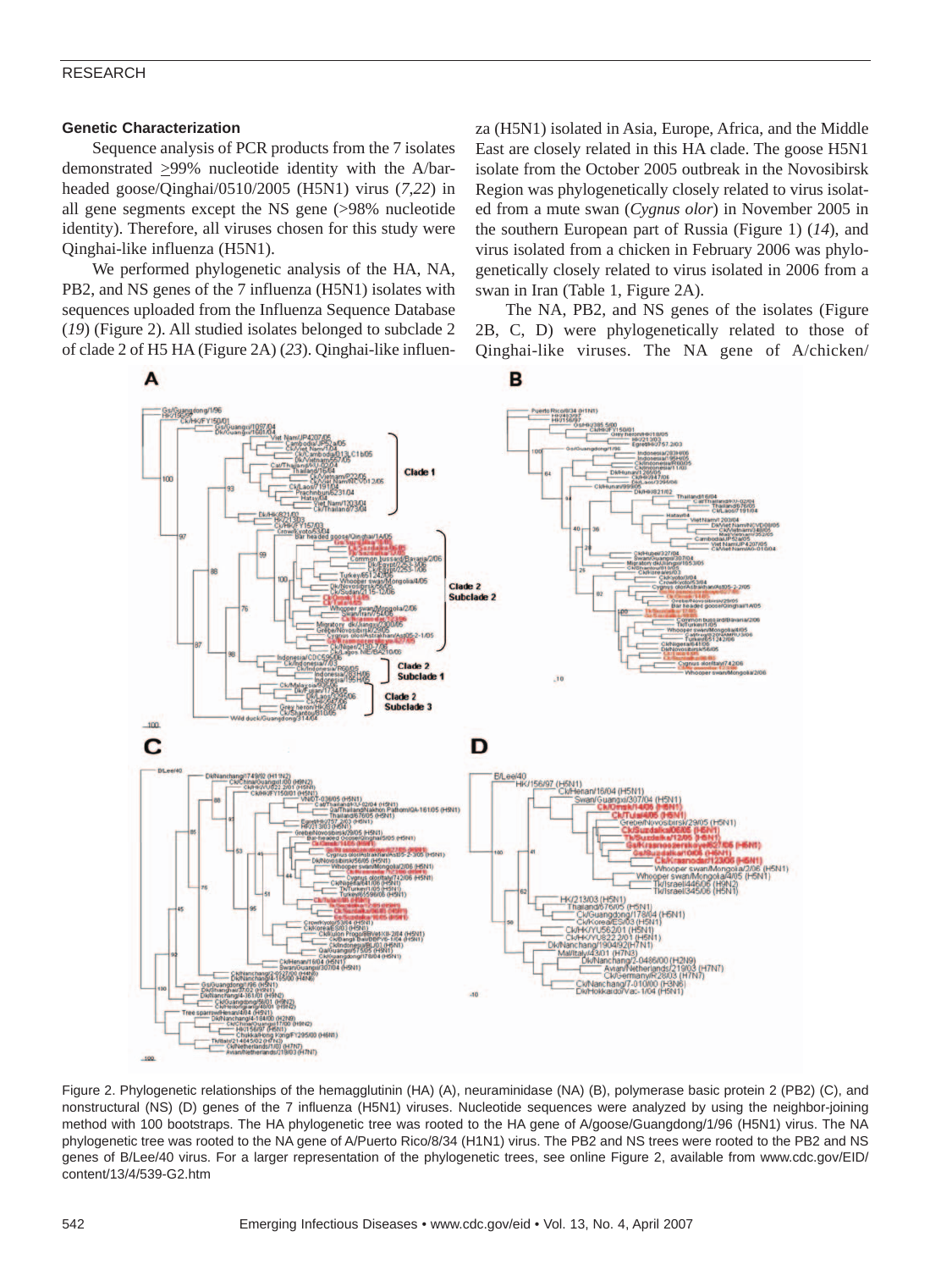### Genetic Characterization

Sequence analysis of PCR products from the 7 isolates demonstrated ≥99% nucleotide identity with the A/bar-headed goose/Qinghai/0510/2005 (H5N1) virus (*7,22*) in all gene segments except the NS gene (>98% nucleotide identity). Therefore, all viruses chosen for this study were Qinghai-like influenza (H5N1).

We performed phylogenetic analysis of the HA, NA, PB2, and NS genes of the 7 influenza (H5N1) isolates with sequences uploaded from the Influenza Sequence Database (*19*) (Figure 2). All studied isolates belonged to subclade 2 of clade 2 of H5 HA (Figure 2A) (*23*). Qinghai-like influenza (H5N1) isolated in Asia, Europe, Africa, and the Middle East are closely related in this HA clade. The goose H5N1 isolate from the October 2005 outbreak in the Novosibirsk Region was phylogenetically closely related to virus isolated from a mute swan (*Cygnus olor*) in November 2005 in the southern European part of Russia (Figure 1) (*14*), and virus isolated from a chicken in February 2006 was phylogenetically closely related to virus isolated in 2006 from a swan in Iran (Table 1, Figure 2A).

The NA, PB2, and NS genes of the isolates (Figure 2B, C, D) were phylogenetically related to those of Qinghai-like viruses. The NA gene of A/chicken/

Figure 2. Phylogenetic relationships of the hemagglutinin (HA) (A), neuraminidase (NA) (B), polymerase basic protein 2 (PB2) (C), and nonstructural (NS) (D) genes of the 7 influenza (H5N1) viruses. Nucleotide sequences were analyzed by using the neighbor-joining method with 100 bootstraps. The HA phylogenetic tree was rooted to the HA gene of A/goose/Guangdong/1/96 (H5N1) virus. The NA phylogenetic tree was rooted to the NA gene of A/Puerto Rico/8/34 (H1N1) virus. The PB2 and NS trees were rooted to the PB2 and NS genes of B/Lee/40 virus. For a larger representation of the phylogenetic trees, see online Figure 2, available from www.cdc.gov/EID/content/13/4/539-G2.htm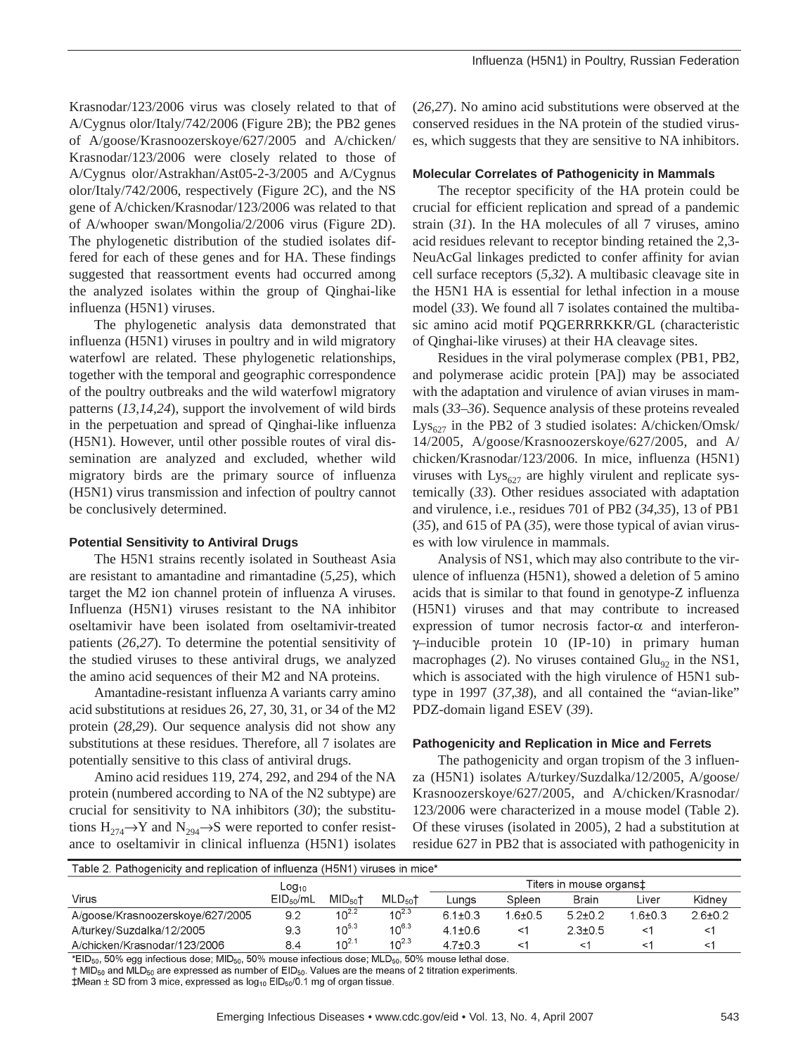Krasnodar/123/2006 virus was closely related to that of A/Cygnus olor/Italy/742/2006 (Figure 2B); the PB2 genes of A/goose/Krasnoozerskoye/627/2005 and A/chicken/Krasnodar/123/2006 were closely related to those of A/Cygnus olor/Astrakhan/Ast05-2-3/2005 and A/Cygnus olor/Italy/742/2006, respectively (Figure 2C), and the NS gene of A/chicken/Krasnodar/123/2006 was related to that of A/whooper swan/Mongolia/2/2006 virus (Figure 2D). The phylogenetic distribution of the studied isolates differed for each of these genes and for HA. These findings suggested that reassortment events had occurred among the analyzed isolates within the group of Qinghai-like influenza (H5N1) viruses.

The phylogenetic analysis data demonstrated that influenza (H5N1) viruses in poultry and in wild migratory waterfowl are related. These phylogenetic relationships, together with the temporal and geographic correspondence of the poultry outbreaks and the wild waterfowl migratory patterns (*13*,*14*,*24*), support the involvement of wild birds in the perpetuation and spread of Qinghai-like influenza (H5N1). However, until other possible routes of viral dissemination are analyzed and excluded, whether wild migratory birds are the primary source of influenza (H5N1) virus transmission and infection of poultry cannot be conclusively determined.

### Potential Sensitivity to Antiviral Drugs

The H5N1 strains recently isolated in Southeast Asia are resistant to amantadine and rimantadine (*5*,*25*), which target the M2 ion channel protein of influenza A viruses. Influenza (H5N1) viruses resistant to the NA inhibitor oseltamivir have been isolated from oseltamivir-treated patients (*26*,*27*). To determine the potential sensitivity of the studied viruses to these antiviral drugs, we analyzed the amino acid sequences of their M2 and NA proteins.

Amantadine-resistant influenza A variants carry amino acid substitutions at residues 26, 27, 30, 31, or 34 of the M2 protein (*28*,*29*). Our sequence analysis did not show any substitutions at these residues. Therefore, all 7 isolates are potentially sensitive to this class of antiviral drugs.

Amino acid residues 119, 274, 292, and 294 of the NA protein (numbered according to NA of the N2 subtype) are crucial for sensitivity to NA inhibitors (*30*); the substitutions $H_{274}\rightarrow Y$ and $N_{294}\rightarrow S$ were reported to confer resistance to oseltamivir in clinical influenza (H5N1) isolates (*26*,*27*). No amino acid substitutions were observed at the conserved residues in the NA protein of the studied viruses, which suggests that they are sensitive to NA inhibitors.

### Molecular Correlates of Pathogenicity in Mammals

The receptor specificity of the HA protein could be crucial for efficient replication and spread of a pandemic strain (*31*). In the HA molecules of all 7 viruses, amino acid residues relevant to receptor binding retained the 2,3-NeuAcGal linkages predicted to confer affinity for avian cell surface receptors (*5*,*32*). A multibasic cleavage site in the H5N1 HA is essential for lethal infection in a mouse model (*33*). We found all 7 isolates contained the multibasic amino acid motif PQGERRRKKR/GL (characteristic of Qinghai-like viruses) at their HA cleavage sites.

Residues in the viral polymerase complex (PB1, PB2, and polymerase acidic protein [PA]) may be associated with the adaptation and virulence of avian viruses in mammals (*33*–*36*). Sequence analysis of these proteins revealed $Lys_{627}$ in the PB2 of 3 studied isolates: A/chicken/Omsk/14/2005, A/goose/Krasnoozerskoye/627/2005, and A/chicken/Krasnodar/123/2006. In mice, influenza (H5N1) viruses with $Lys_{627}$ are highly virulent and replicate systemically (*33*). Other residues associated with adaptation and virulence, i.e., residues 701 of PB2 (*34*,*35*), 13 of PB1 (*35*), and 615 of PA (*35*), were those typical of avian viruses with low virulence in mammals.

Analysis of NS1, which may also contribute to the virulence of influenza (H5N1), showed a deletion of 5 amino acids that is similar to that found in genotype-Z influenza (H5N1) viruses and that may contribute to increased expression of tumor necrosis factor-α and interferon-γ–inducible protein 10 (IP-10) in primary human macrophages (*2*). No viruses contained $Glu_{92}$ in the NS1, which is associated with the high virulence of H5N1 subtype in 1997 (*37*,*38*), and all contained the "avian-like" PDZ-domain ligand ESEV (*39*).

### Pathogenicity and Replication in Mice and Ferrets

The pathogenicity and organ tropism of the 3 influenza (H5N1) isolates A/turkey/Suzdalka/12/2005, A/goose/Krasnoozerskoye/627/2005, and A/chicken/Krasnodar/123/2006 were characterized in a mouse model (Table 2). Of these viruses (isolated in 2005), 2 had a substitution at residue 627 in PB2 that is associated with pathogenicity in

Table 2. Pathogenicity and replication of influenza (H5N1) viruses in mice*

| Virus | $Log_{10}$ $EID_{50}$/mL | $MID_{50}$† | $MLD_{50}$† | Titers in mouse organs‡ | | | | |
|---|---|---|---|---|---|---|---|---|
| | | | | Lungs | Spleen | Brain | Liver | Kidney |
| A/goose/Krasnoozerskoye/627/2005 | 9.2 | $10^{2.2}$ | $10^{2.3}$ | 6.1±0.3 | 1.6±0.5 | 5.2±0.2 | 1.6±0.3 | 2.6±0.2 |
| A/turkey/Suzdalka/12/2005 | 9.3 | $10^{5.3}$ | $10^{6.3}$ | 4.1±0.6 | <1 | 2.3±0.5 | <1 | <1 |
| A/chicken/Krasnodar/123/2006 | 8.4 | $10^{2.1}$ | $10^{2.3}$ | 4.7±0.3 | <1 | <1 | <1 | <1 |

*$EID_{50}$, 50% egg infectious dose; $MID_{50}$, 50% mouse infectious dose; $MLD_{50}$, 50% mouse lethal dose.
† $MID_{50}$ and $MLD_{50}$ are expressed as number of $EID_{50}$. Values are the means of 2 titration experiments.
‡Mean ± SD from 3 mice, expressed as $\log_{10}$ $EID_{50}$/0.1 mg of organ tissue.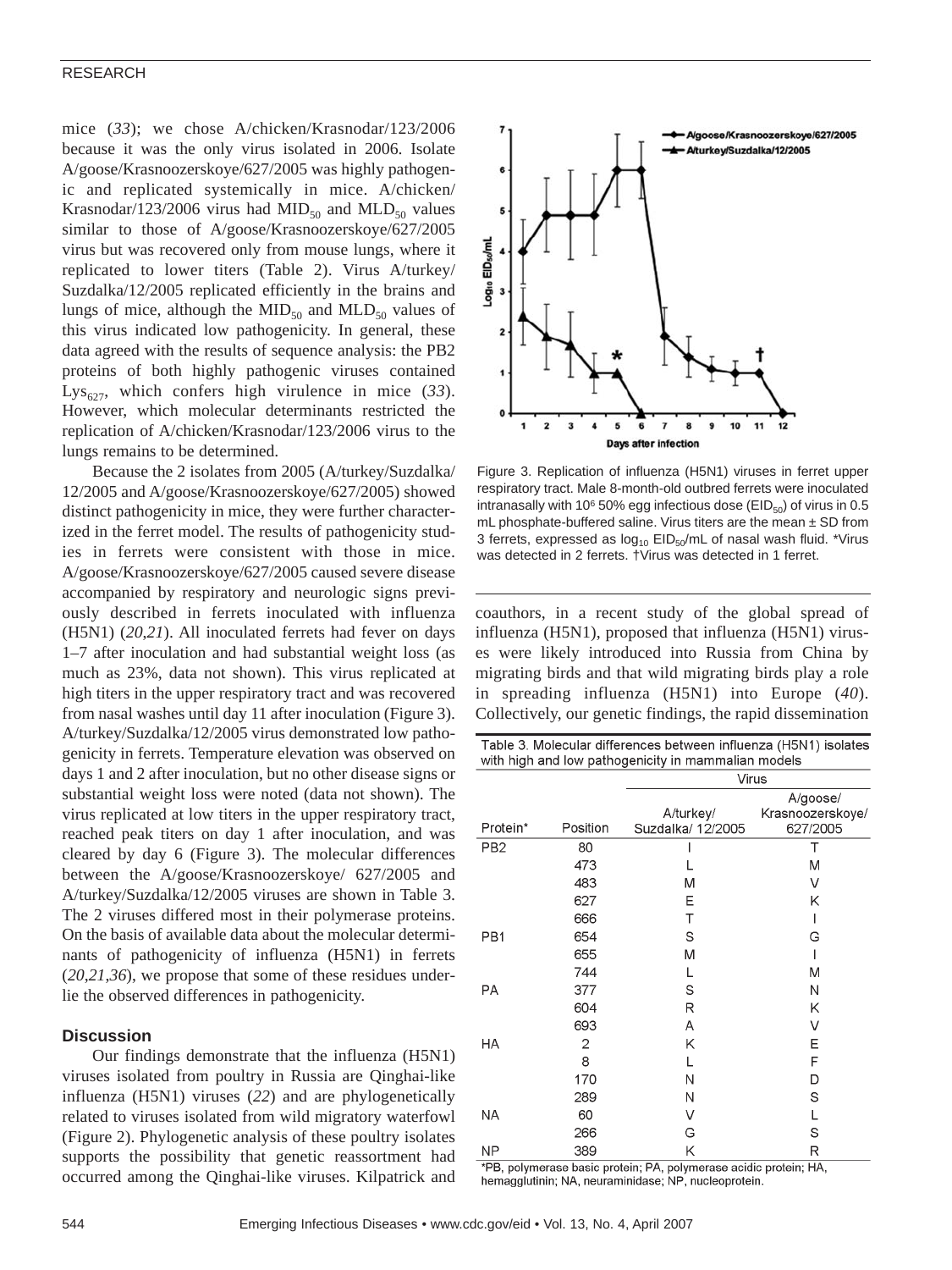mice (*33*); we chose A/chicken/Krasnodar/123/2006 because it was the only virus isolated in 2006. Isolate A/goose/Krasnoozerskoye/627/2005 was highly pathogenic and replicated systemically in mice. A/chicken/Krasnodar/123/2006 virus had $MID_{50}$ and $MLD_{50}$ values similar to those of A/goose/Krasnoozerskoye/627/2005 virus but was recovered only from mouse lungs, where it replicated to lower titers (Table 2). Virus A/turkey/Suzdalka/12/2005 replicated efficiently in the brains and lungs of mice, although the $MID_{50}$ and $MLD_{50}$ values of this virus indicated low pathogenicity. In general, these data agreed with the results of sequence analysis: the PB2 proteins of both highly pathogenic viruses contained $Lys_{627}$, which confers high virulence in mice (*33*). However, which molecular determinants restricted the replication of A/chicken/Krasnodar/123/2006 virus to the lungs remains to be determined.

Because the 2 isolates from 2005 (A/turkey/Suzdalka/12/2005 and A/goose/Krasnoozerskoye/627/2005) showed distinct pathogenicity in mice, they were further characterized in the ferret model. The results of pathogenicity studies in ferrets were consistent with those in mice. A/goose/Krasnoozerskoye/627/2005 caused severe disease accompanied by respiratory and neurologic signs previously described in ferrets inoculated with influenza (H5N1) (*20*,*21*). All inoculated ferrets had fever on days 1–7 after inoculation and had substantial weight loss (as much as 23%, data not shown). This virus replicated at high titers in the upper respiratory tract and was recovered from nasal washes until day 11 after inoculation (Figure 3). A/turkey/Suzdalka/12/2005 virus demonstrated low pathogenicity in ferrets. Temperature elevation was observed on days 1 and 2 after inoculation, but no other disease signs or substantial weight loss were noted (data not shown). The virus replicated at low titers in the upper respiratory tract, reached peak titers on day 1 after inoculation, and was cleared by day 6 (Figure 3). The molecular differences between the A/goose/Krasnoozerskoye/ 627/2005 and A/turkey/Suzdalka/12/2005 viruses are shown in Table 3. The 2 viruses differed most in their polymerase proteins. On the basis of available data about the molecular determinants of pathogenicity of influenza (H5N1) in ferrets (*20*,*21*,*36*), we propose that some of these residues underlie the observed differences in pathogenicity.

Figure 3. Replication of influenza (H5N1) viruses in ferret upper respiratory tract. Male 8-month-old outbred ferrets were inoculated intranasally with $10^6$ 50% egg infectious dose ($EID_{50}$) of virus in 0.5 mL phosphate-buffered saline. Virus titers are the mean ± SD from 3 ferrets, expressed as $\log_{10}$ $EID_{50}$/mL of nasal wash fluid. *Virus was detected in 2 ferrets. †Virus was detected in 1 ferret.

## Discussion

Our findings demonstrate that the influenza (H5N1) viruses isolated from poultry in Russia are Qinghai-like influenza (H5N1) viruses (*22*) and are phylogenetically related to viruses isolated from wild migratory waterfowl (Figure 2). Phylogenetic analysis of these poultry isolates supports the possibility that genetic reassortment had occurred among the Qinghai-like viruses. Kilpatrick and coauthors, in a recent study of the global spread of influenza (H5N1), proposed that influenza (H5N1) viruses were likely introduced into Russia from China by migrating birds and that wild migrating birds play a role in spreading influenza (H5N1) into Europe (*40*). Collectively, our genetic findings, the rapid dissemination

Table 3. Molecular differences between influenza (H5N1) isolates with high and low pathogenicity in mammalian models

| | | Virus | |
|---|---|---|---|
| Protein* | Position | A/turkey/ Suzdalka/ 12/2005 | A/goose/ Krasnoozerskoye/ 627/2005 |
| PB2 | 80 | I | T |
| | 473 | L | M |
| | 483 | M | V |
| | 627 | E | K |
| | 666 | T | I |
| PB1 | 654 | S | G |
| | 655 | M | I |
| | 744 | L | M |
| PA | 377 | S | N |
| | 604 | R | K |
| | 693 | A | V |
| HA | 2 | K | E |
| | 8 | L | F |
| | 170 | N | D |
| | 289 | N | S |
| NA | 60 | V | L |
| | 266 | G | S |
| NP | 389 | K | R |

*PB, polymerase basic protein; PA, polymerase acidic protein; HA, hemagglutinin; NA, neuraminidase; NP, nucleoprotein.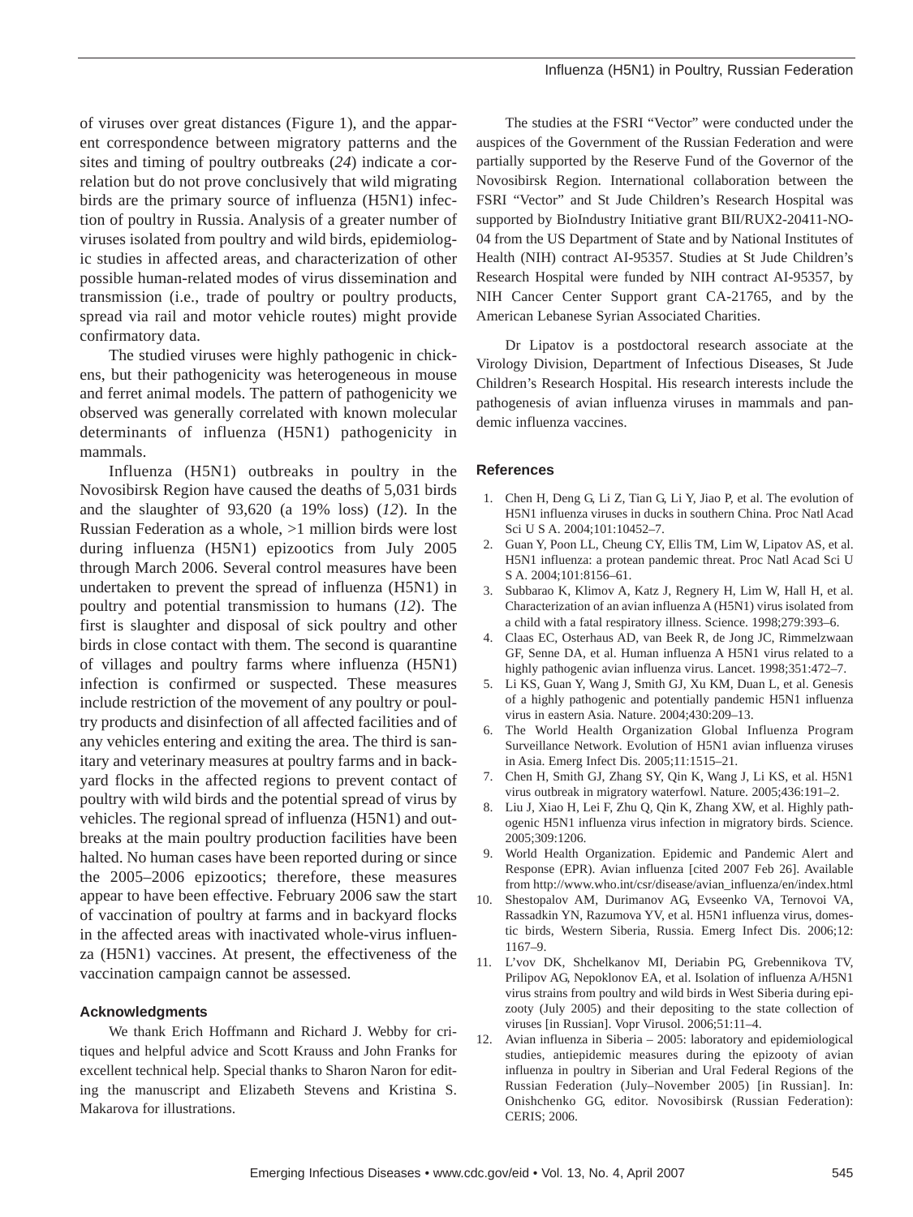of viruses over great distances (Figure 1), and the apparent correspondence between migratory patterns and the sites and timing of poultry outbreaks (*24*) indicate a correlation but do not prove conclusively that wild migrating birds are the primary source of influenza (H5N1) infection of poultry in Russia. Analysis of a greater number of viruses isolated from poultry and wild birds, epidemiologic studies in affected areas, and characterization of other possible human-related modes of virus dissemination and transmission (i.e., trade of poultry or poultry products, spread via rail and motor vehicle routes) might provide confirmatory data.

The studied viruses were highly pathogenic in chickens, but their pathogenicity was heterogeneous in mouse and ferret animal models. The pattern of pathogenicity we observed was generally correlated with known molecular determinants of influenza (H5N1) pathogenicity in mammals.

Influenza (H5N1) outbreaks in poultry in the Novosibirsk Region have caused the deaths of 5,031 birds and the slaughter of 93,620 (a 19% loss) (*12*). In the Russian Federation as a whole, >1 million birds were lost during influenza (H5N1) epizootics from July 2005 through March 2006. Several control measures have been undertaken to prevent the spread of influenza (H5N1) in poultry and potential transmission to humans (*12*). The first is slaughter and disposal of sick poultry and other birds in close contact with them. The second is quarantine of villages and poultry farms where influenza (H5N1) infection is confirmed or suspected. These measures include restriction of the movement of any poultry or poultry products and disinfection of all affected facilities and of any vehicles entering and exiting the area. The third is sanitary and veterinary measures at poultry farms and in backyard flocks in the affected regions to prevent contact of poultry with wild birds and the potential spread of virus by vehicles. The regional spread of influenza (H5N1) and outbreaks at the main poultry production facilities have been halted. No human cases have been reported during or since the 2005–2006 epizootics; therefore, these measures appear to have been effective. February 2006 saw the start of vaccination of poultry at farms and in backyard flocks in the affected areas with inactivated whole-virus influenza (H5N1) vaccines. At present, the effectiveness of the vaccination campaign cannot be assessed.

### Acknowledgments

We thank Erich Hoffmann and Richard J. Webby for critiques and helpful advice and Scott Krauss and John Franks for excellent technical help. Special thanks to Sharon Naron for editing the manuscript and Elizabeth Stevens and Kristina S. Makarova for illustrations.

The studies at the FSRI "Vector" were conducted under the auspices of the Government of the Russian Federation and were partially supported by the Reserve Fund of the Governor of the Novosibirsk Region. International collaboration between the FSRI "Vector" and St Jude Children's Research Hospital was supported by BioIndustry Initiative grant BII/RUX2-20411-NO-04 from the US Department of State and by National Institutes of Health (NIH) contract AI-95357. Studies at St Jude Children's Research Hospital were funded by NIH contract AI-95357, by NIH Cancer Center Support grant CA-21765, and by the American Lebanese Syrian Associated Charities.

Dr Lipatov is a postdoctoral research associate at the Virology Division, Department of Infectious Diseases, St Jude Children's Research Hospital. His research interests include the pathogenesis of avian influenza viruses in mammals and pandemic influenza vaccines.

### References

1. Chen H, Deng G, Li Z, Tian G, Li Y, Jiao P, et al. The evolution of H5N1 influenza viruses in ducks in southern China. Proc Natl Acad Sci U S A. 2004;101:10452–7.
2. Guan Y, Poon LL, Cheung CY, Ellis TM, Lim W, Lipatov AS, et al. H5N1 influenza: a protean pandemic threat. Proc Natl Acad Sci U S A. 2004;101:8156–61.
3. Subbarao K, Klimov A, Katz J, Regnery H, Lim W, Hall H, et al. Characterization of an avian influenza A (H5N1) virus isolated from a child with a fatal respiratory illness. Science. 1998;279:393–6.
4. Claas EC, Osterhaus AD, van Beek R, de Jong JC, Rimmelzwaan GF, Senne DA, et al. Human influenza A H5N1 virus related to a highly pathogenic avian influenza virus. Lancet. 1998;351:472–7.
5. Li KS, Guan Y, Wang J, Smith GJ, Xu KM, Duan L, et al. Genesis of a highly pathogenic and potentially pandemic H5N1 influenza virus in eastern Asia. Nature. 2004;430:209–13.
6. The World Health Organization Global Influenza Program Surveillance Network. Evolution of H5N1 avian influenza viruses in Asia. Emerg Infect Dis. 2005;11:1515–21.
7. Chen H, Smith GJ, Zhang SY, Qin K, Wang J, Li KS, et al. H5N1 virus outbreak in migratory waterfowl. Nature. 2005;436:191–2.
8. Liu J, Xiao H, Lei F, Zhu Q, Qin K, Zhang XW, et al. Highly pathogenic H5N1 influenza virus infection in migratory birds. Science. 2005;309:1206.
9. World Health Organization. Epidemic and Pandemic Alert and Response (EPR). Avian influenza [cited 2007 Feb 26]. Available from http://www.who.int/csr/disease/avian_influenza/en/index.html
10. Shestopalov AM, Durimanov AG, Evseenko VA, Ternovoi VA, Rassadkin YN, Razumova YV, et al. H5N1 influenza virus, domestic birds, Western Siberia, Russia. Emerg Infect Dis. 2006;12:1167–9.
11. L'vov DK, Shchelkanov MI, Deriabin PG, Grebennikova TV, Prilipov AG, Nepoklonov EA, et al. Isolation of influenza A/H5N1 virus strains from poultry and wild birds in West Siberia during epizooty (July 2005) and their depositing to the state collection of viruses [in Russian]. Vopr Virusol. 2006;51:11–4.
12. Avian influenza in Siberia – 2005: laboratory and epidemiological studies, antiepidemic measures during the epizooty of avian influenza in poultry in Siberian and Ural Federal Regions of the Russian Federation (July–November 2005) [in Russian]. In: Onishchenko GG, editor. Novosibirsk (Russian Federation): CERIS; 2006.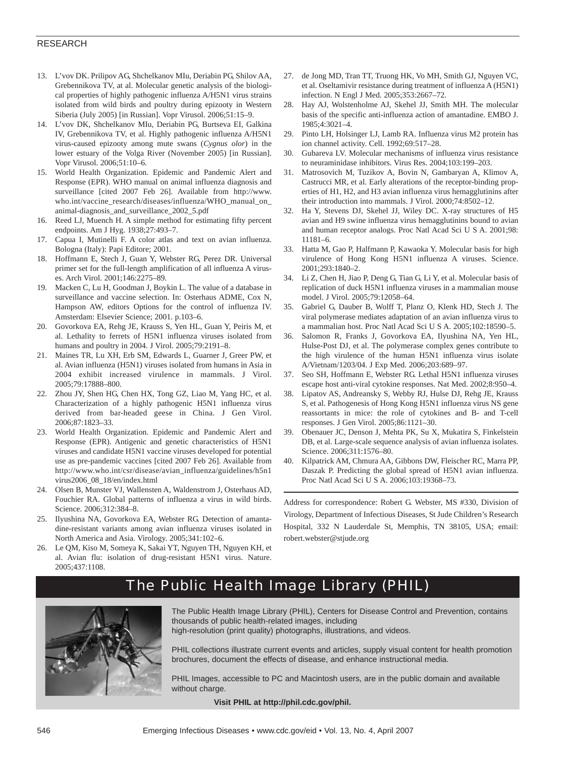13. L'vov DK. Prilipov AG, Shchelkanov MIu, Deriabin PG, Shilov AA, Grebennikova TV, at al. Molecular genetic analysis of the biological properties of highly pathogenic influenza A/H5N1 virus strains isolated from wild birds and poultry during epizooty in Western Siberia (July 2005) [in Russian]. Vopr Virusol. 2006;51:15–9.
14. L'vov DK, Shchelkanov MIu, Deriabin PG, Burtseva EI, Galkina IV, Grebennikova TV, et al. Highly pathogenic influenza A/H5N1 virus-caused epizooty among mute swans (*Cygnus olor*) in the lower estuary of the Volga River (November 2005) [in Russian]. Vopr Virusol. 2006;51:10–6.
15. World Health Organization. Epidemic and Pandemic Alert and Response (EPR). WHO manual on animal influenza diagnosis and surveillance [cited 2007 Feb 26]. Available from http://www.who.int/vaccine_research/diseases/influenza/WHO_manual_on_animal-diagnosis_and_surveillance_2002_5.pdf
16. Reed LJ, Muench H. A simple method for estimating fifty percent endpoints. Am J Hyg. 1938;27:493–7.
17. Capua I, Mutinelli F. A color atlas and text on avian influenza. Bologna (Italy): Papi Editore; 2001.
18. Hoffmann E, Stech J, Guan Y, Webster RG, Perez DR. Universal primer set for the full-length amplification of all influenza A viruses. Arch Virol. 2001;146:2275–89.
19. Macken C, Lu H, Goodman J, Boykin L. The value of a database in surveillance and vaccine selection. In: Osterhaus ADME, Cox N, Hampson AW, editors Options for the control of influenza IV. Amsterdam: Elsevier Science; 2001. p.103–6.
20. Govorkova EA, Rehg JE, Krauss S, Yen HL, Guan Y, Peiris M, et al. Lethality to ferrets of H5N1 influenza viruses isolated from humans and poultry in 2004. J Virol. 2005;79:2191–8.
21. Maines TR, Lu XH, Erb SM, Edwards L, Guarner J, Greer PW, et al. Avian influenza (H5N1) viruses isolated from humans in Asia in 2004 exhibit increased virulence in mammals. J Virol. 2005;79:17888–800.
22. Zhou JY, Shen HG, Chen HX, Tong GZ, Liao M, Yang HC, et al. Characterization of a highly pathogenic H5N1 influenza virus derived from bar-headed geese in China. J Gen Virol. 2006;87:1823–33.
23. World Health Organization. Epidemic and Pandemic Alert and Response (EPR). Antigenic and genetic characteristics of H5N1 viruses and candidate H5N1 vaccine viruses developed for potential use as pre-pandemic vaccines [cited 2007 Feb 26]. Available from http://www.who.int/csr/disease/avian_influenza/guidelines/h5n1virus2006_08_18/en/index.html
24. Olsen B, Munster VJ, Wallensten A, Waldenstrom J, Osterhaus AD, Fouchier RA. Global patterns of influenza a virus in wild birds. Science. 2006;312:384–8.
25. Ilyushina NA, Govorkova EA, Webster RG. Detection of amantadine-resistant variants among avian influenza viruses isolated in North America and Asia. Virology. 2005;341:102–6.
26. Le QM, Kiso M, Someya K, Sakai YT, Nguyen TH, Nguyen KH, et al. Avian flu: isolation of drug-resistant H5N1 virus. Nature. 2005;437:1108.
27. de Jong MD, Tran TT, Truong HK, Vo MH, Smith GJ, Nguyen VC, et al. Oseltamivir resistance during treatment of influenza A (H5N1) infection. N Engl J Med. 2005;353:2667–72.
28. Hay AJ, Wolstenholme AJ, Skehel JJ, Smith MH. The molecular basis of the specific anti-influenza action of amantadine. EMBO J. 1985;4:3021–4.
29. Pinto LH, Holsinger LJ, Lamb RA. Influenza virus M2 protein has ion channel activity. Cell. 1992;69:517–28.
30. Gubareva LV. Molecular mechanisms of influenza virus resistance to neuraminidase inhibitors. Virus Res. 2004;103:199–203.
31. Matrosovich M, Tuzikov A, Bovin N, Gambaryan A, Klimov A, Castrucci MR, et al. Early alterations of the receptor-binding properties of H1, H2, and H3 avian influenza virus hemagglutinins after their introduction into mammals. J Virol. 2000;74:8502–12.
32. Ha Y, Stevens DJ, Skehel JJ, Wiley DC. X-ray structures of H5 avian and H9 swine influenza virus hemagglutinins bound to avian and human receptor analogs. Proc Natl Acad Sci U S A. 2001;98:11181–6.
33. Hatta M, Gao P, Halfmann P, Kawaoka Y. Molecular basis for high virulence of Hong Kong H5N1 influenza A viruses. Science. 2001;293:1840–2.
34. Li Z, Chen H, Jiao P, Deng G, Tian G, Li Y, et al. Molecular basis of replication of duck H5N1 influenza viruses in a mammalian mouse model. J Virol. 2005;79:12058–64.
35. Gabriel G, Dauber B, Wolff T, Planz O, Klenk HD, Stech J. The viral polymerase mediates adaptation of an avian influenza virus to a mammalian host. Proc Natl Acad Sci U S A. 2005;102:18590–5.
36. Salomon R, Franks J, Govorkova EA, Ilyushina NA, Yen HL, Hulse-Post DJ, et al. The polymerase complex genes contribute to the high virulence of the human H5N1 influenza virus isolate A/Vietnam/1203/04. J Exp Med. 2006;203:689–97.
37. Seo SH, Hoffmann E, Webster RG. Lethal H5N1 influenza viruses escape host anti-viral cytokine responses. Nat Med. 2002;8:950–4.
38. Lipatov AS, Andreansky S, Webby RJ, Hulse DJ, Rehg JE, Krauss S, et al. Pathogenesis of Hong Kong H5N1 influenza virus NS gene reassortants in mice: the role of cytokines and B- and T-cell responses. J Gen Virol. 2005;86:1121–30.
39. Obenauer JC, Denson J, Mehta PK, Su X, Mukatira S, Finkelstein DB, et al. Large-scale sequence analysis of avian influenza isolates. Science. 2006;311:1576–80.
40. Kilpatrick AM, Chmura AA, Gibbons DW, Fleischer RC, Marra PP, Daszak P. Predicting the global spread of H5N1 avian influenza. Proc Natl Acad Sci U S A. 2006;103:19368–73.

Address for correspondence: Robert G. Webster, MS #330, Division of Virology, Department of Infectious Diseases, St Jude Children's Research Hospital, 332 N Lauderdale St, Memphis, TN 38105, USA; email: robert.webster@stjude.org

## The Public Health Image Library (PHIL)

The Public Health Image Library (PHIL), Centers for Disease Control and Prevention, contains thousands of public health-related images, including high-resolution (print quality) photographs, illustrations, and videos.

PHIL collections illustrate current events and articles, supply visual content for health promotion brochures, document the effects of disease, and enhance instructional media.

PHIL Images, accessible to PC and Macintosh users, are in the public domain and available without charge.

**Visit PHIL at http://phil.cdc.gov/phil.**